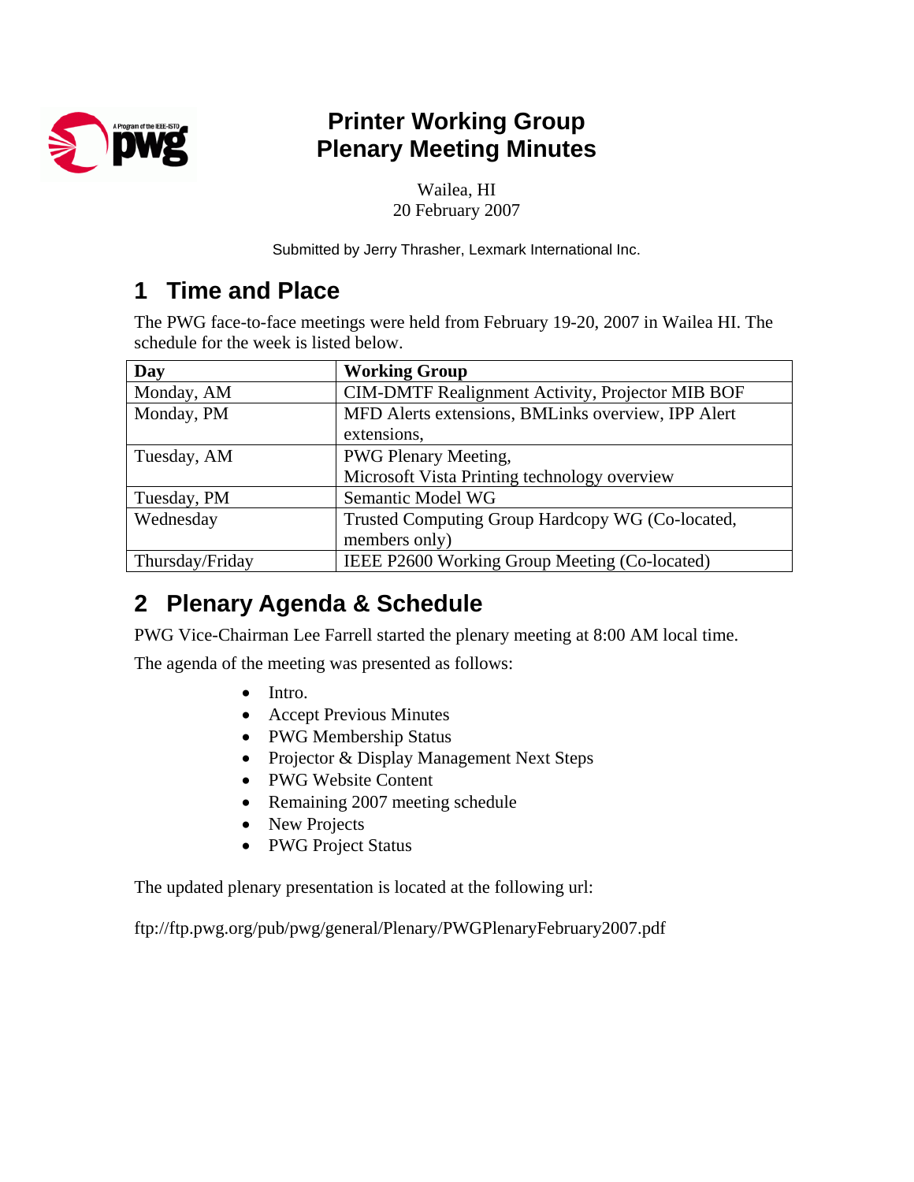# Printer Working Group
# Plenary Meeting Minutes

Wailea, HI
20 February 2007

Submitted by Jerry Thrasher, Lexmark International Inc.

## 1 Time and Place

The PWG face-to-face meetings were held from February 19-20, 2007 in Wailea HI. The schedule for the week is listed below.

| Day | Working Group |
|---|---|
| Monday, AM | CIM-DMTF Realignment Activity, Projector MIB BOF |
| Monday, PM | MFD Alerts extensions, BMLinks overview, IPP Alert extensions, |
| Tuesday, AM | PWG Plenary Meeting, Microsoft Vista Printing technology overview |
| Tuesday, PM | Semantic Model WG |
| Wednesday | Trusted Computing Group Hardcopy WG (Co-located, members only) |
| Thursday/Friday | IEEE P2600 Working Group Meeting (Co-located) |

## 2 Plenary Agenda & Schedule

PWG Vice-Chairman Lee Farrell started the plenary meeting at 8:00 AM local time.

The agenda of the meeting was presented as follows:

- Intro.
- Accept Previous Minutes
- PWG Membership Status
- Projector & Display Management Next Steps
- PWG Website Content
- Remaining 2007 meeting schedule
- New Projects
- PWG Project Status

The updated plenary presentation is located at the following url:

ftp://ftp.pwg.org/pub/pwg/general/Plenary/PWGPlenaryFebruary2007.pdf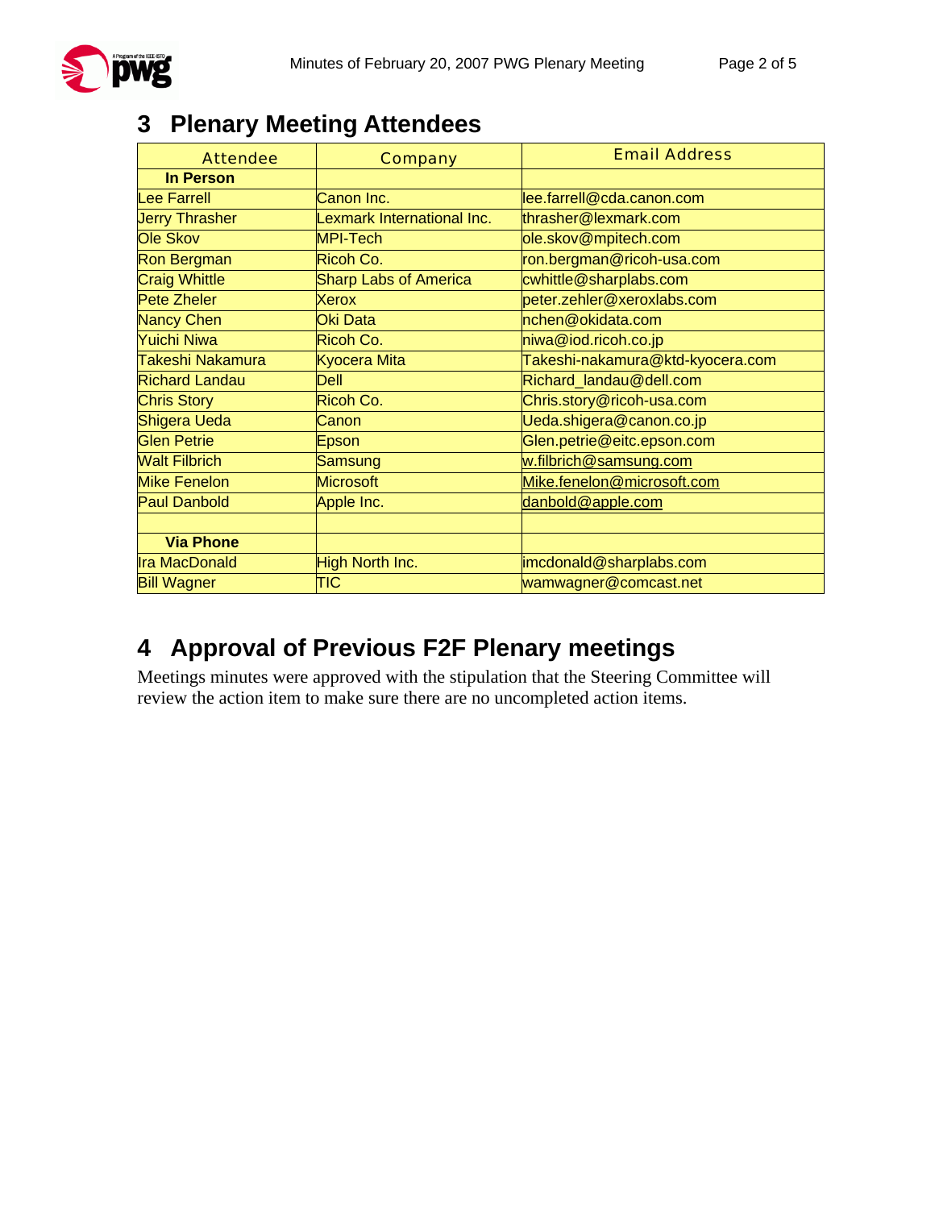## 3 Plenary Meeting Attendees

| Attendee | Company | Email Address |
|---|---|---|
| **In Person** | | |
| Lee Farrell | Canon Inc. | lee.farrell@cda.canon.com |
| Jerry Thrasher | Lexmark International Inc. | thrasher@lexmark.com |
| Ole Skov | MPI-Tech | ole.skov@mpitech.com |
| Ron Bergman | Ricoh Co. | ron.bergman@ricoh-usa.com |
| Craig Whittle | Sharp Labs of America | cwhittle@sharplabs.com |
| Pete Zheler | Xerox | peter.zehler@xeroxlabs.com |
| Nancy Chen | Oki Data | nchen@okidata.com |
| Yuichi Niwa | Ricoh Co. | niwa@iod.ricoh.co.jp |
| Takeshi Nakamura | Kyocera Mita | Takeshi-nakamura@ktd-kyocera.com |
| Richard Landau | Dell | Richard_landau@dell.com |
| Chris Story | Ricoh Co. | Chris.story@ricoh-usa.com |
| Shigera Ueda | Canon | Ueda.shigera@canon.co.jp |
| Glen Petrie | Epson | Glen.petrie@eitc.epson.com |
| Walt Filbrich | Samsung | w.filbrich@samsung.com |
| Mike Fenelon | Microsoft | Mike.fenelon@microsoft.com |
| Paul Danbold | Apple Inc. | danbold@apple.com |
| | | |
| **Via Phone** | | |
| Ira MacDonald | High North Inc. | imcdonald@sharplabs.com |
| Bill Wagner | TIC | wamwagner@comcast.net |

## 4 Approval of Previous F2F Plenary meetings

Meetings minutes were approved with the stipulation that the Steering Committee will review the action item to make sure there are no uncompleted action items.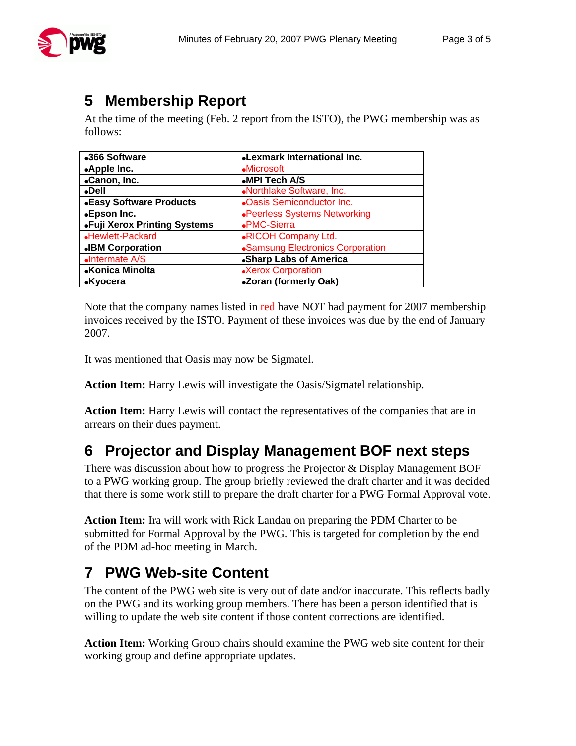## 5 Membership Report

At the time of the meeting (Feb. 2 report from the ISTO), the PWG membership was as follows:

| | |
|---|---|
| •**366 Software** | •**Lexmark International Inc.** |
| •**Apple Inc.** | •Microsoft |
| •**Canon, Inc.** | •**MPI Tech A/S** |
| •**Dell** | •Northlake Software, Inc. |
| •**Easy Software Products** | •Oasis Semiconductor Inc. |
| •**Epson Inc.** | •Peerless Systems Networking |
| •**Fuji Xerox Printing Systems** | •PMC-Sierra |
| •Hewlett-Packard | •RICOH Company Ltd. |
| •**IBM Corporation** | •Samsung Electronics Corporation |
| •Intermate A/S | •**Sharp Labs of America** |
| •**Konica Minolta** | •Xerox Corporation |
| •**Kyocera** | •**Zoran (formerly Oak)** |

Note that the company names listed in red have NOT had payment for 2007 membership invoices received by the ISTO. Payment of these invoices was due by the end of January 2007.

It was mentioned that Oasis may now be Sigmatel.

**Action Item:** Harry Lewis will investigate the Oasis/Sigmatel relationship.

**Action Item:** Harry Lewis will contact the representatives of the companies that are in arrears on their dues payment.

## 6 Projector and Display Management BOF next steps

There was discussion about how to progress the Projector & Display Management BOF to a PWG working group. The group briefly reviewed the draft charter and it was decided that there is some work still to prepare the draft charter for a PWG Formal Approval vote.

**Action Item:** Ira will work with Rick Landau on preparing the PDM Charter to be submitted for Formal Approval by the PWG. This is targeted for completion by the end of the PDM ad-hoc meeting in March.

## 7 PWG Web-site Content

The content of the PWG web site is very out of date and/or inaccurate. This reflects badly on the PWG and its working group members. There has been a person identified that is willing to update the web site content if those content corrections are identified.

**Action Item:** Working Group chairs should examine the PWG web site content for their working group and define appropriate updates.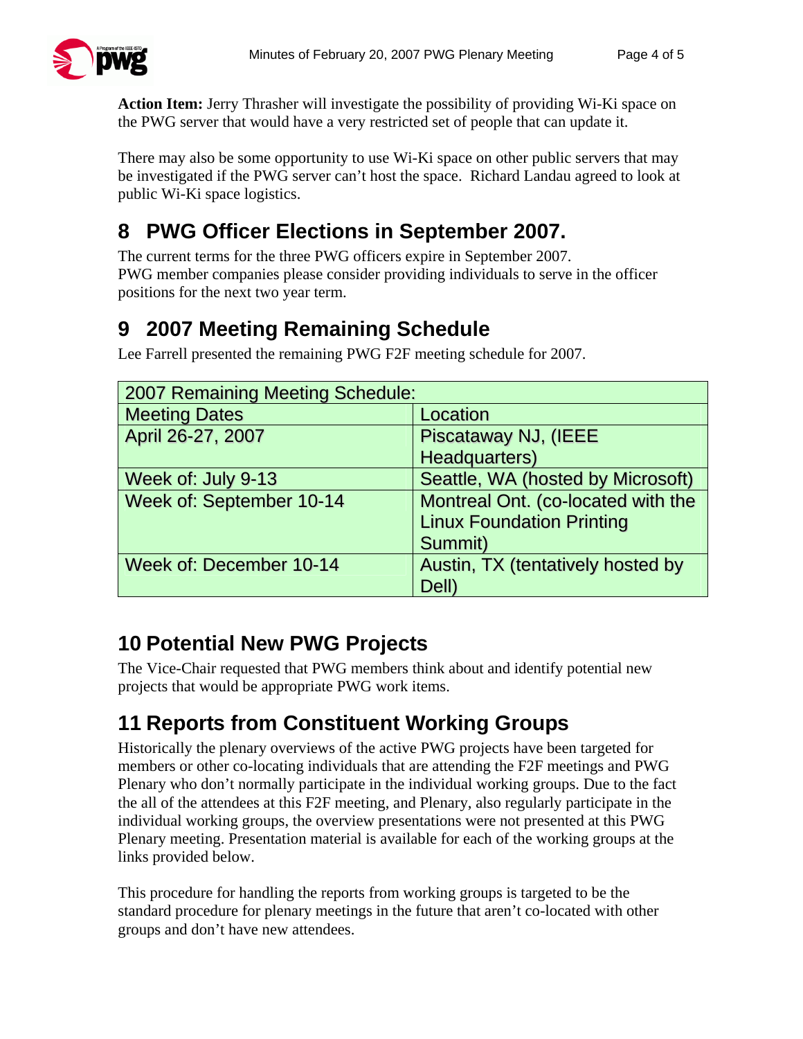**Action Item:** Jerry Thrasher will investigate the possibility of providing Wi-Ki space on the PWG server that would have a very restricted set of people that can update it.

There may also be some opportunity to use Wi-Ki space on other public servers that may be investigated if the PWG server can't host the space. Richard Landau agreed to look at public Wi-Ki space logistics.

# 8 PWG Officer Elections in September 2007.

The current terms for the three PWG officers expire in September 2007.
PWG member companies please consider providing individuals to serve in the officer positions for the next two year term.

# 9 2007 Meeting Remaining Schedule

Lee Farrell presented the remaining PWG F2F meeting schedule for 2007.

| 2007 Remaining Meeting Schedule: | |
|---|---|
| Meeting Dates | Location |
| April 26-27, 2007 | Piscataway NJ, (IEEE Headquarters) |
| Week of: July 9-13 | Seattle, WA (hosted by Microsoft) |
| Week of: September 10-14 | Montreal Ont. (co-located with the Linux Foundation Printing Summit) |
| Week of: December 10-14 | Austin, TX (tentatively hosted by Dell) |

# 10 Potential New PWG Projects

The Vice-Chair requested that PWG members think about and identify potential new projects that would be appropriate PWG work items.

# 11 Reports from Constituent Working Groups

Historically the plenary overviews of the active PWG projects have been targeted for members or other co-locating individuals that are attending the F2F meetings and PWG Plenary who don't normally participate in the individual working groups. Due to the fact the all of the attendees at this F2F meeting, and Plenary, also regularly participate in the individual working groups, the overview presentations were not presented at this PWG Plenary meeting. Presentation material is available for each of the working groups at the links provided below.

This procedure for handling the reports from working groups is targeted to be the standard procedure for plenary meetings in the future that aren't co-located with other groups and don't have new attendees.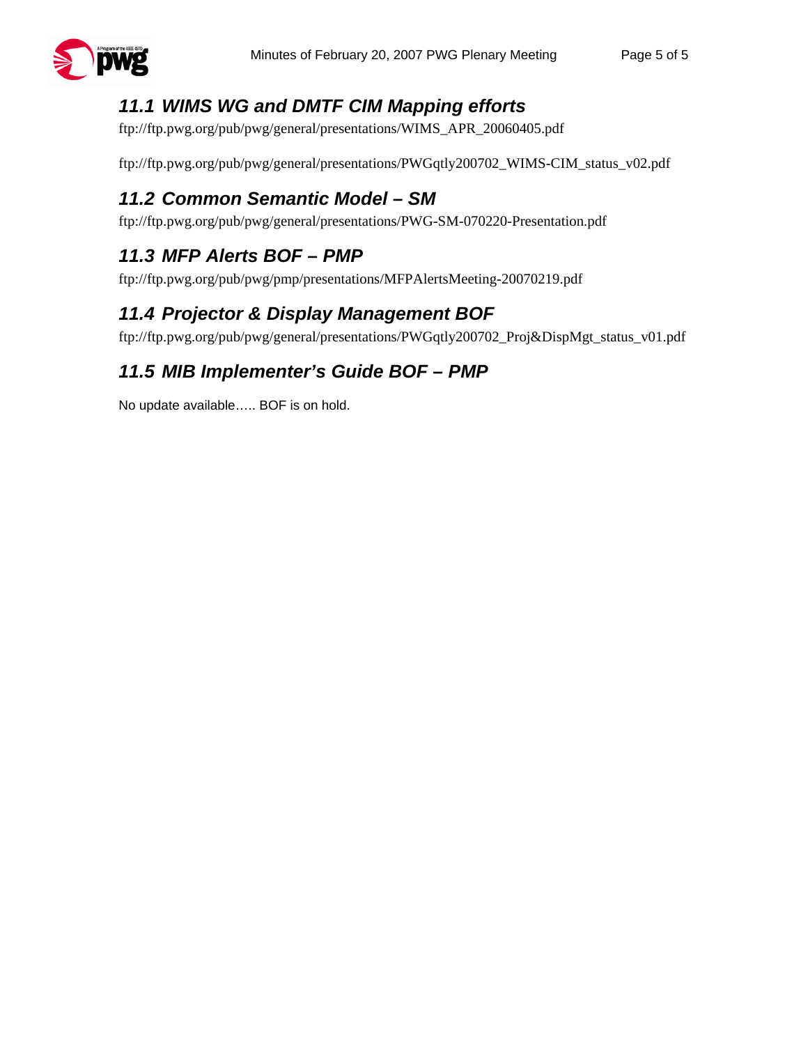## 11.1 WIMS WG and DMTF CIM Mapping efforts

ftp://ftp.pwg.org/pub/pwg/general/presentations/WIMS_APR_20060405.pdf

ftp://ftp.pwg.org/pub/pwg/general/presentations/PWGqtly200702_WIMS-CIM_status_v02.pdf

## 11.2 Common Semantic Model – SM

ftp://ftp.pwg.org/pub/pwg/general/presentations/PWG-SM-070220-Presentation.pdf

## 11.3 MFP Alerts BOF – PMP

ftp://ftp.pwg.org/pub/pwg/pmp/presentations/MFPAlertsMeeting-20070219.pdf

## 11.4 Projector & Display Management BOF

ftp://ftp.pwg.org/pub/pwg/general/presentations/PWGqtly200702_Proj&DispMgt_status_v01.pdf

## 11.5 MIB Implementer's Guide BOF – PMP

No update available….. BOF is on hold.